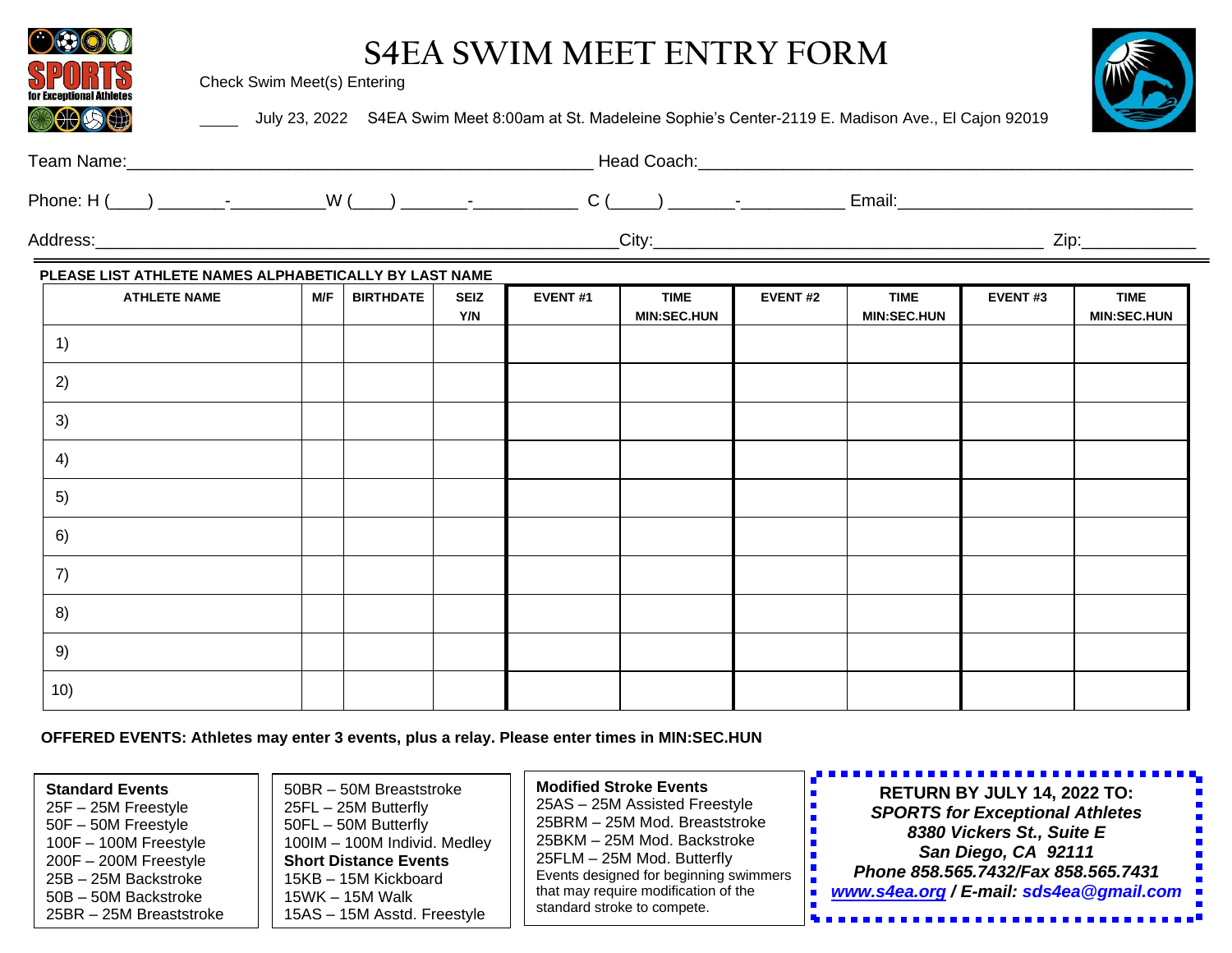# S4EA SWIM MEET ENTRY FORM

Check Swim Meet(s) Entering

_____ July 23, 2022 S4EA Swim Meet 8:00am at St. Madeleine Sophie's Center-2119 E. Madison Ave., El Cajon 92019

Team Name:_______________________________________________ Head Coach:_______________________________________________

Phone: H (____) _______-_________W (____) _______-___________ C (_____) _______-__________ Email:____________________________

Address:______________________________________________________City:_______________________________________ Zip:___________

**PLEASE LIST ATHLETE NAMES ALPHABETICALLY BY LAST NAME**

| ATHLETE NAME | M/F | BIRTHDATE | SEIZ Y/N | EVENT #1 | TIME MIN:SEC.HUN | EVENT #2 | TIME MIN:SEC.HUN | EVENT #3 | TIME MIN:SEC.HUN |
|---|---|---|---|---|---|---|---|---|---|
| 1) | | | | | | | | | |
| 2) | | | | | | | | | |
| 3) | | | | | | | | | |
| 4) | | | | | | | | | |
| 5) | | | | | | | | | |
| 6) | | | | | | | | | |
| 7) | | | | | | | | | |
| 8) | | | | | | | | | |
| 9) | | | | | | | | | |
| 10) | | | | | | | | | |

**OFFERED EVENTS: Athletes may enter 3 events, plus a relay. Please enter times in MIN:SEC.HUN**

**Standard Events**
25F – 25M Freestyle
50F – 50M Freestyle
100F – 100M Freestyle
200F – 200M Freestyle
25B – 25M Backstroke
50B – 50M Backstroke
25BR – 25M Breaststroke
50BR – 50M Breaststroke
25FL – 25M Butterfly
50FL – 50M Butterfly
100IM – 100M Individ. Medley

**Short Distance Events**
15KB – 15M Kickboard
15WK – 15M Walk
15AS – 15M Asstd. Freestyle

**Modified Stroke Events**
25AS – 25M Assisted Freestyle
25BRM – 25M Mod. Breaststroke
25BKM – 25M Mod. Backstroke
25FLM – 25M Mod. Butterfly
Events designed for beginning swimmers that may require modification of the standard stroke to compete.

**RETURN BY JULY 14, 2022 TO:**
***SPORTS for Exceptional Athletes***
***8380 Vickers St., Suite E***
***San Diego, CA 92111***
***Phone 858.565.7432/Fax 858.565.7431***
***www.s4ea.org / E-mail: sds4ea@gmail.com***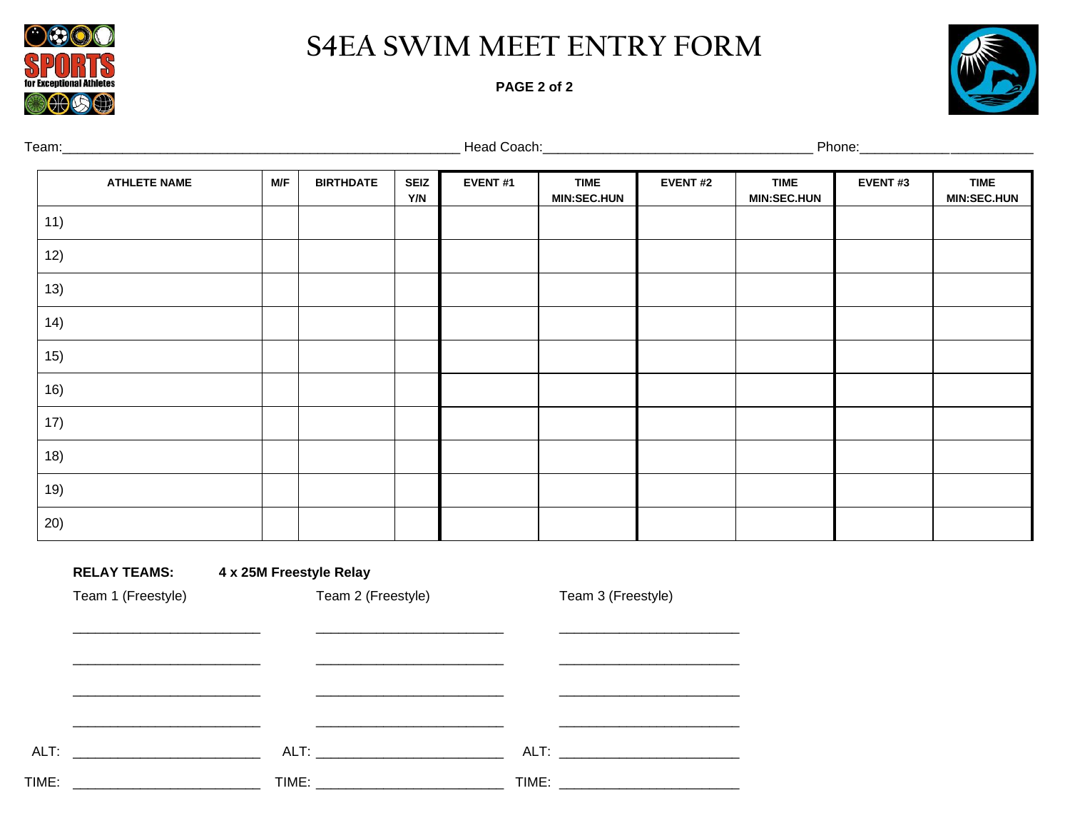# S4EA SWIM MEET ENTRY FORM

**PAGE 2 of 2**

Team:\_\_\_\_\_\_\_\_\_\_\_\_\_\_\_\_\_\_\_\_\_\_\_\_\_\_\_\_\_\_\_\_\_\_\_\_\_\_\_\_\_\_\_\_\_\_\_\_\_\_\_\_\_\_ Head Coach:\_\_\_\_\_\_\_\_\_\_\_\_\_\_\_\_\_\_\_\_\_\_\_\_\_\_\_\_\_\_\_\_\_\_\_\_\_ Phone:\_\_\_\_\_\_\_\_\_\_\_\_\_\_\_\_\_\_\_\_\_\_\_

| ATHLETE NAME | M/F | BIRTHDATE | SEIZ Y/N | EVENT #1 | TIME MIN:SEC.HUN | EVENT #2 | TIME MIN:SEC.HUN | EVENT #3 | TIME MIN:SEC.HUN |
|---|---|---|---|---|---|---|---|---|---|
| 11) | | | | | | | | | |
| 12) | | | | | | | | | |
| 13) | | | | | | | | | |
| 14) | | | | | | | | | |
| 15) | | | | | | | | | |
| 16) | | | | | | | | | |
| 17) | | | | | | | | | |
| 18) | | | | | | | | | |
| 19) | | | | | | | | | |
| 20) | | | | | | | | | |

**RELAY TEAMS:** **4 x 25M Freestyle Relay**

| | Team 1 (Freestyle) | Team 2 (Freestyle) | Team 3 (Freestyle) |
|---|---|---|---|
| | \_\_\_\_\_\_\_\_\_\_\_\_\_\_\_\_\_\_\_\_\_\_\_\_\_ | \_\_\_\_\_\_\_\_\_\_\_\_\_\_\_\_\_\_\_\_\_\_\_\_\_ | \_\_\_\_\_\_\_\_\_\_\_\_\_\_\_\_\_\_\_\_\_\_\_\_ |
| | \_\_\_\_\_\_\_\_\_\_\_\_\_\_\_\_\_\_\_\_\_\_\_\_\_ | \_\_\_\_\_\_\_\_\_\_\_\_\_\_\_\_\_\_\_\_\_\_\_\_\_ | \_\_\_\_\_\_\_\_\_\_\_\_\_\_\_\_\_\_\_\_\_\_\_\_ |
| | \_\_\_\_\_\_\_\_\_\_\_\_\_\_\_\_\_\_\_\_\_\_\_\_\_ | \_\_\_\_\_\_\_\_\_\_\_\_\_\_\_\_\_\_\_\_\_\_\_\_\_ | \_\_\_\_\_\_\_\_\_\_\_\_\_\_\_\_\_\_\_\_\_\_\_\_ |
| | \_\_\_\_\_\_\_\_\_\_\_\_\_\_\_\_\_\_\_\_\_\_\_\_\_ | \_\_\_\_\_\_\_\_\_\_\_\_\_\_\_\_\_\_\_\_\_\_\_\_\_ | \_\_\_\_\_\_\_\_\_\_\_\_\_\_\_\_\_\_\_\_\_\_\_\_ |
| ALT: | \_\_\_\_\_\_\_\_\_\_\_\_\_\_\_\_\_\_\_\_\_\_\_\_\_ | \_\_\_\_\_\_\_\_\_\_\_\_\_\_\_\_\_\_\_\_\_\_\_\_\_ | \_\_\_\_\_\_\_\_\_\_\_\_\_\_\_\_\_\_\_\_\_\_\_\_ |
| TIME: | \_\_\_\_\_\_\_\_\_\_\_\_\_\_\_\_\_\_\_\_\_\_\_\_\_ | \_\_\_\_\_\_\_\_\_\_\_\_\_\_\_\_\_\_\_\_\_\_\_\_\_ | \_\_\_\_\_\_\_\_\_\_\_\_\_\_\_\_\_\_\_\_\_\_\_\_ |